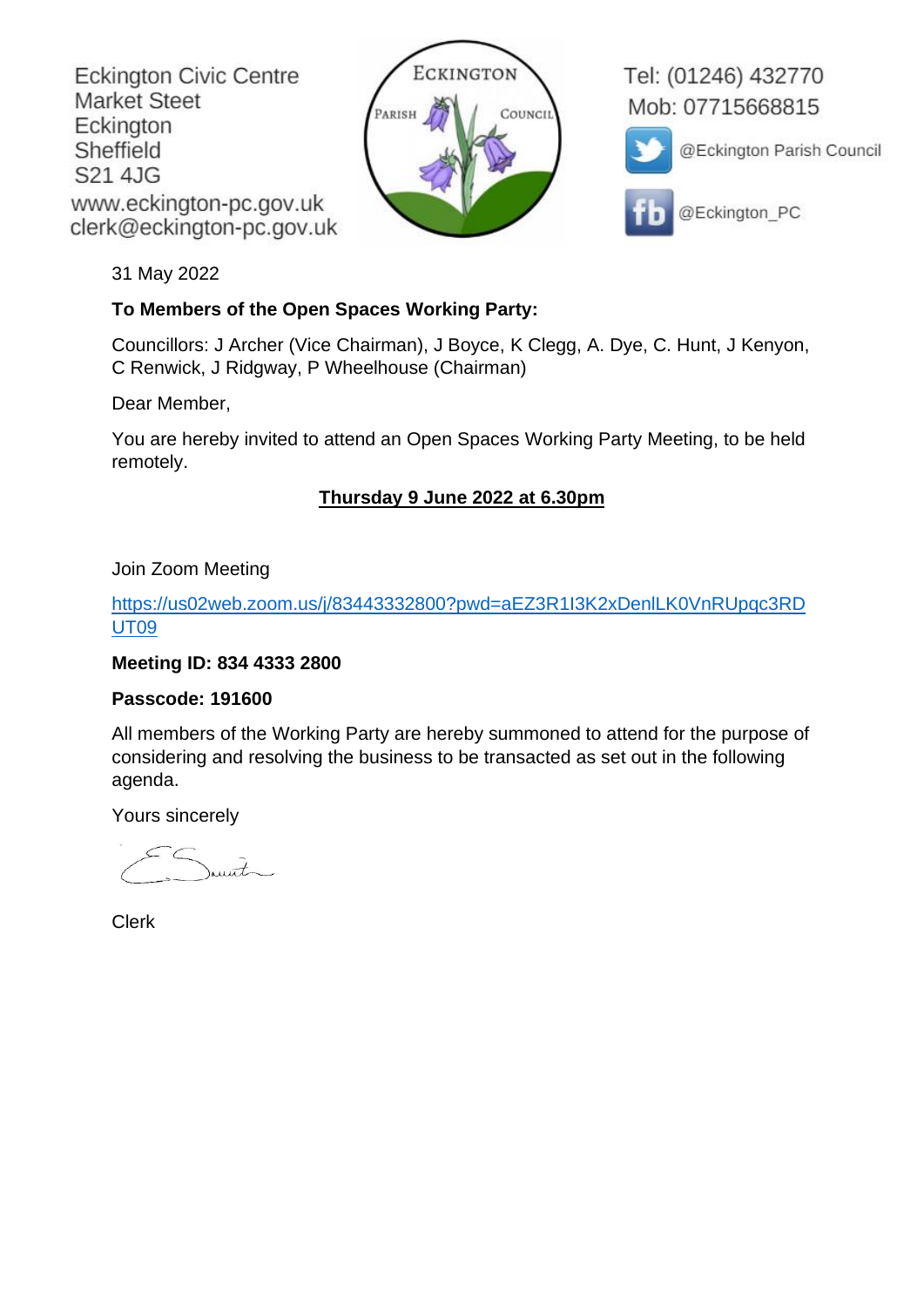Eckington Civic Centre
Market Steet
Eckington
Sheffield
S21 4JG
www.eckington-pc.gov.uk
clerk@eckington-pc.gov.uk

ECKINGTON PARISH COUNCIL

Tel: (01246) 432770
Mob: 07715668815
@Eckington Parish Council
@Eckington_PC

31 May 2022

**To Members of the Open Spaces Working Party:**

Councillors: J Archer (Vice Chairman), J Boyce, K Clegg, A. Dye, C. Hunt, J Kenyon, C Renwick, J Ridgway, P Wheelhouse (Chairman)

Dear Member,

You are hereby invited to attend an Open Spaces Working Party Meeting, to be held remotely.

**Thursday 9 June 2022 at 6.30pm**

Join Zoom Meeting

https://us02web.zoom.us/j/83443332800?pwd=aEZ3R1I3K2xDenlLK0VnRUpqc3RDUT09

**Meeting ID: 834 4333 2800**

**Passcode: 191600**

All members of the Working Party are hereby summoned to attend for the purpose of considering and resolving the business to be transacted as set out in the following agenda.

Yours sincerely

E Smith

Clerk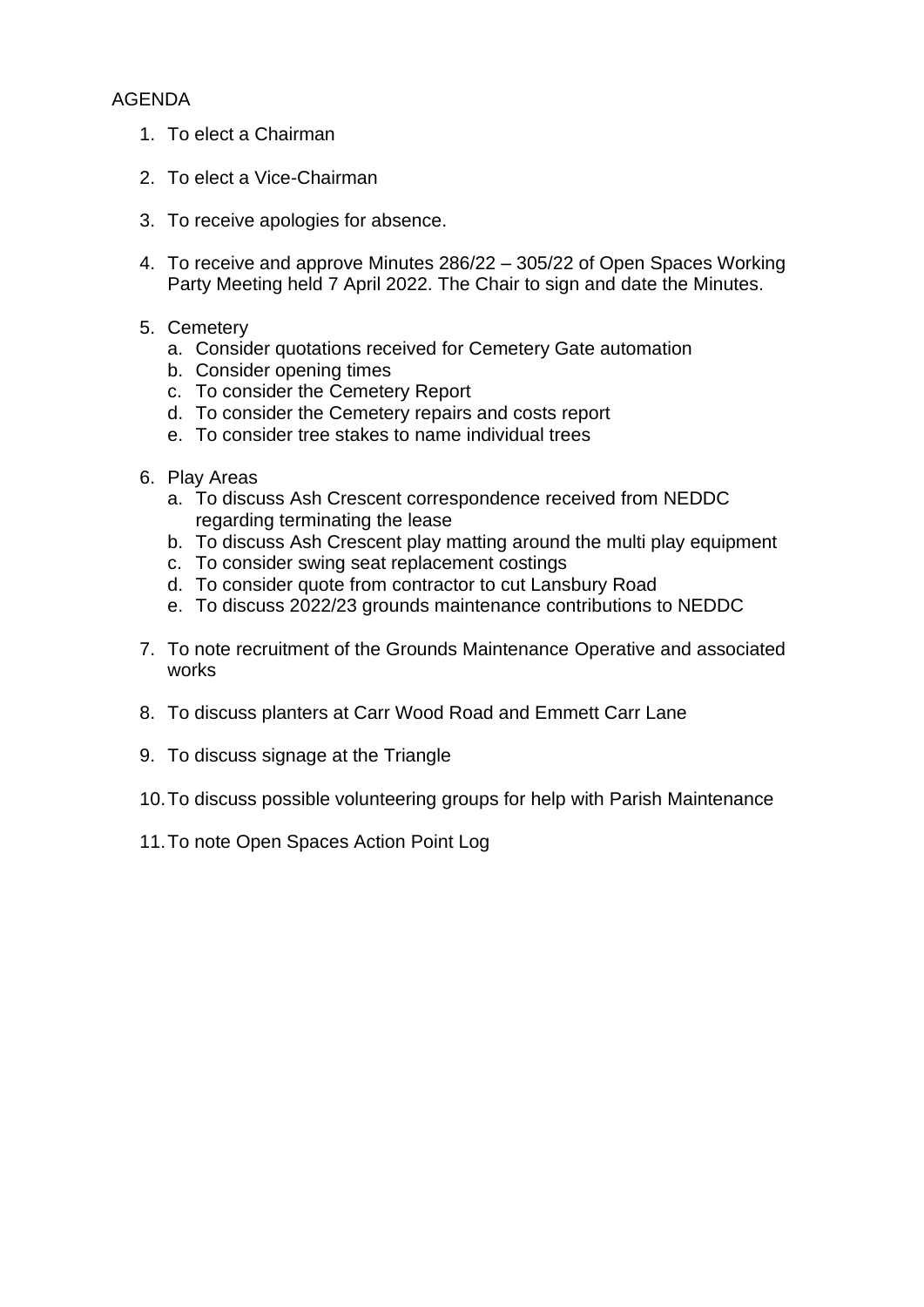AGENDA

1. To elect a Chairman

2. To elect a Vice-Chairman

3. To receive apologies for absence.

4. To receive and approve Minutes 286/22 – 305/22 of Open Spaces Working Party Meeting held 7 April 2022. The Chair to sign and date the Minutes.

5. Cemetery
   a. Consider quotations received for Cemetery Gate automation
   b. Consider opening times
   c. To consider the Cemetery Report
   d. To consider the Cemetery repairs and costs report
   e. To consider tree stakes to name individual trees

6. Play Areas
   a. To discuss Ash Crescent correspondence received from NEDDC regarding terminating the lease
   b. To discuss Ash Crescent play matting around the multi play equipment
   c. To consider swing seat replacement costings
   d. To consider quote from contractor to cut Lansbury Road
   e. To discuss 2022/23 grounds maintenance contributions to NEDDC

7. To note recruitment of the Grounds Maintenance Operative and associated works

8. To discuss planters at Carr Wood Road and Emmett Carr Lane

9. To discuss signage at the Triangle

10. To discuss possible volunteering groups for help with Parish Maintenance

11. To note Open Spaces Action Point Log